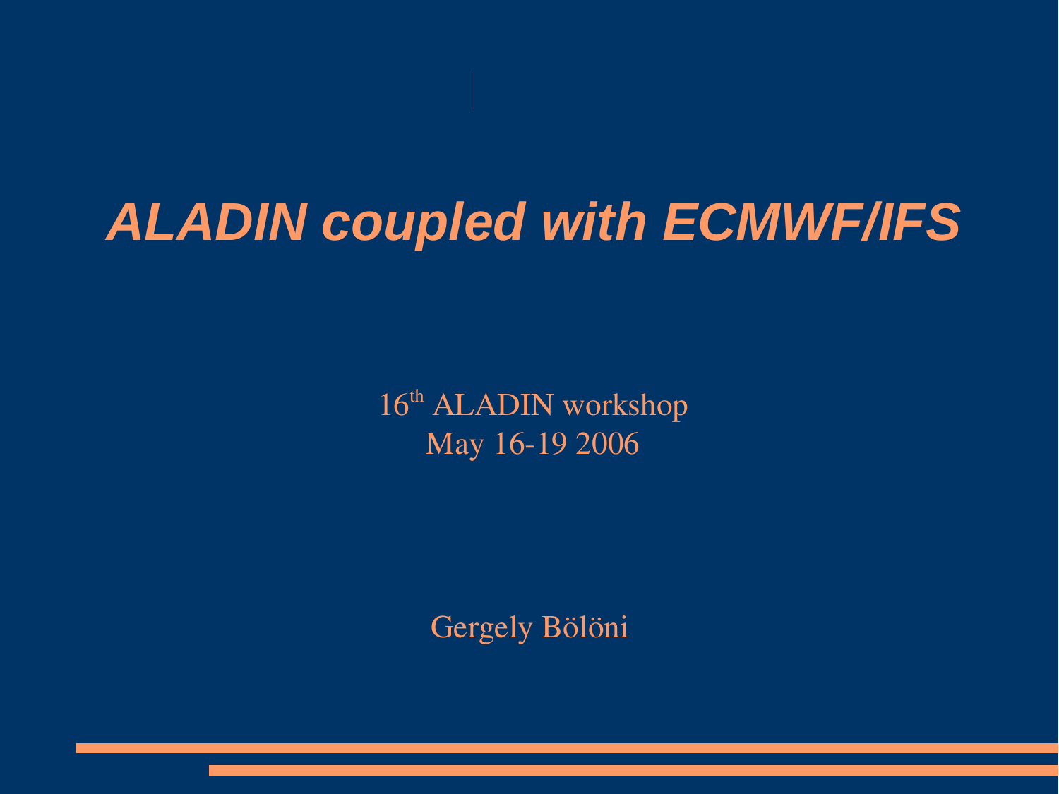# *ALADIN coupled with ECMWF/IFS*

16th ALADIN workshop
May 16-19 2006

Gergely Bölöni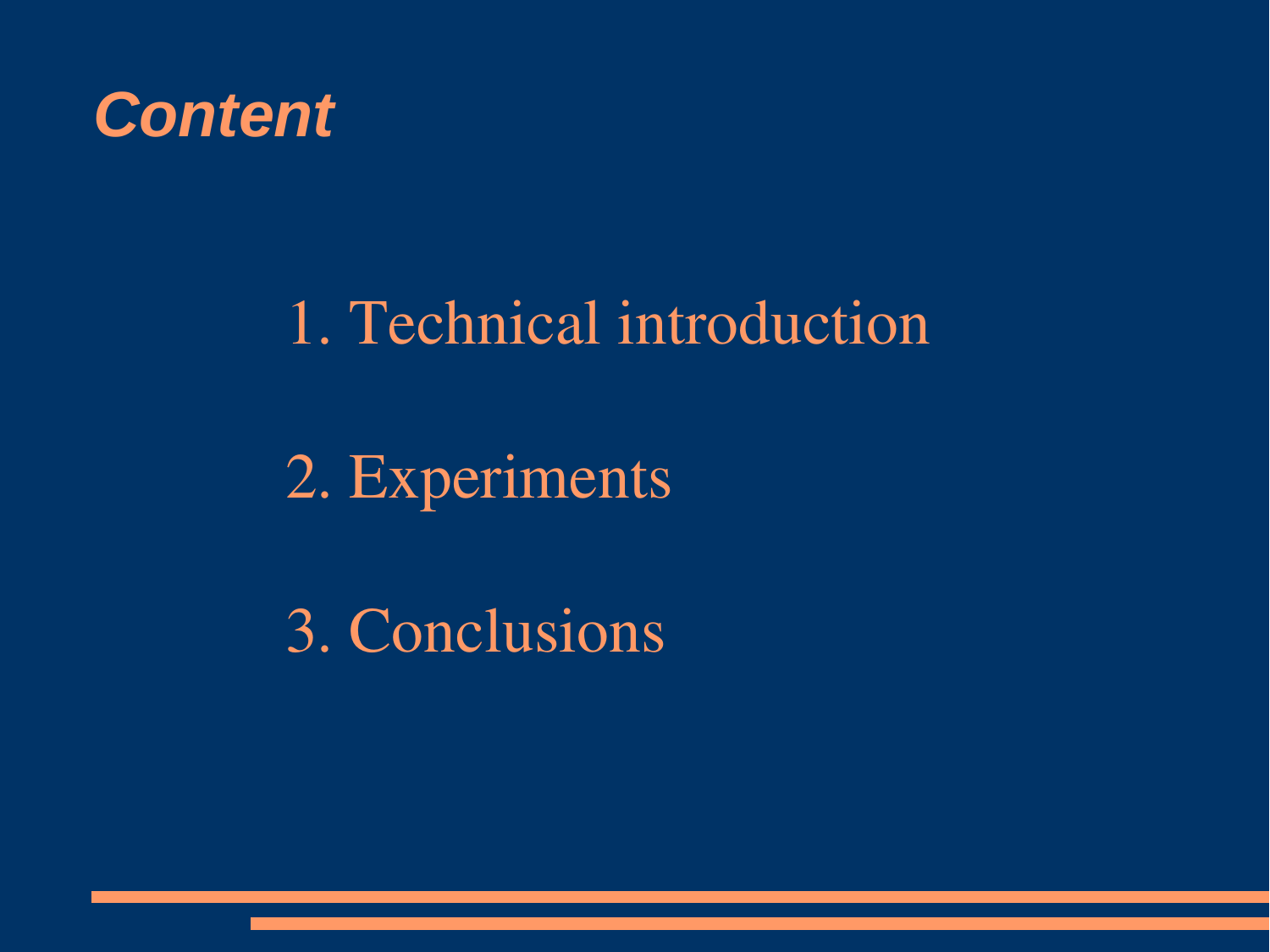# *Content*

1. Technical introduction
2. Experiments
3. Conclusions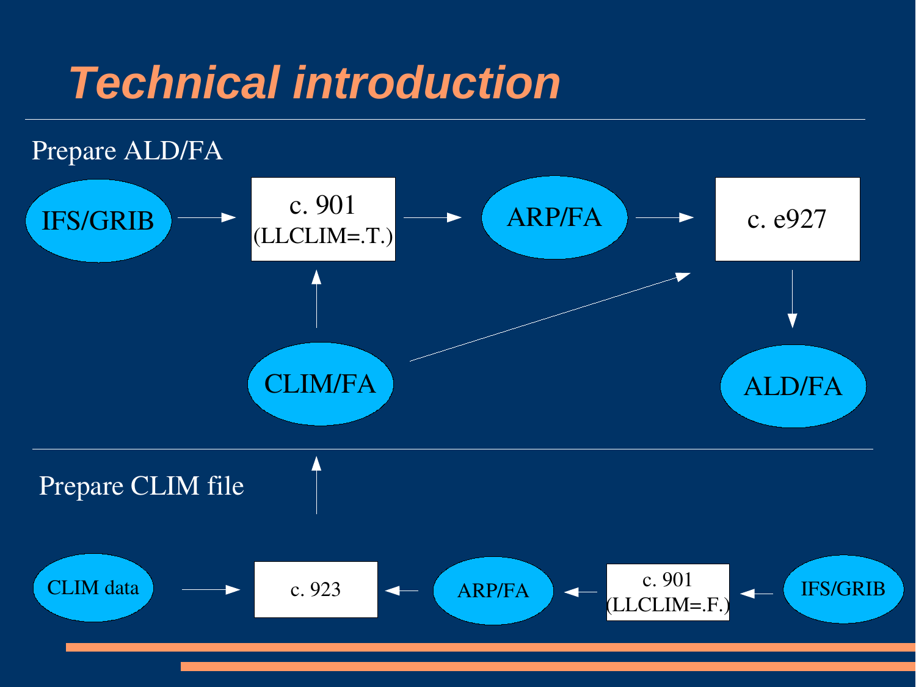# *Technical introduction*

Prepare ALD/FA

IFS/GRIB → c. 901 (LLCLIM=.T.) → ARP/FA → c. e927 → ALD/FA

CLIM/FA → c. 901 (LLCLIM=.T.)

CLIM/FA → c. e927

Prepare CLIM file

IFS/GRIB → c. 901 (LLCLIM=.F.) → ARP/FA → c. 923

CLIM data → c. 923

c. 923 → CLIM/FA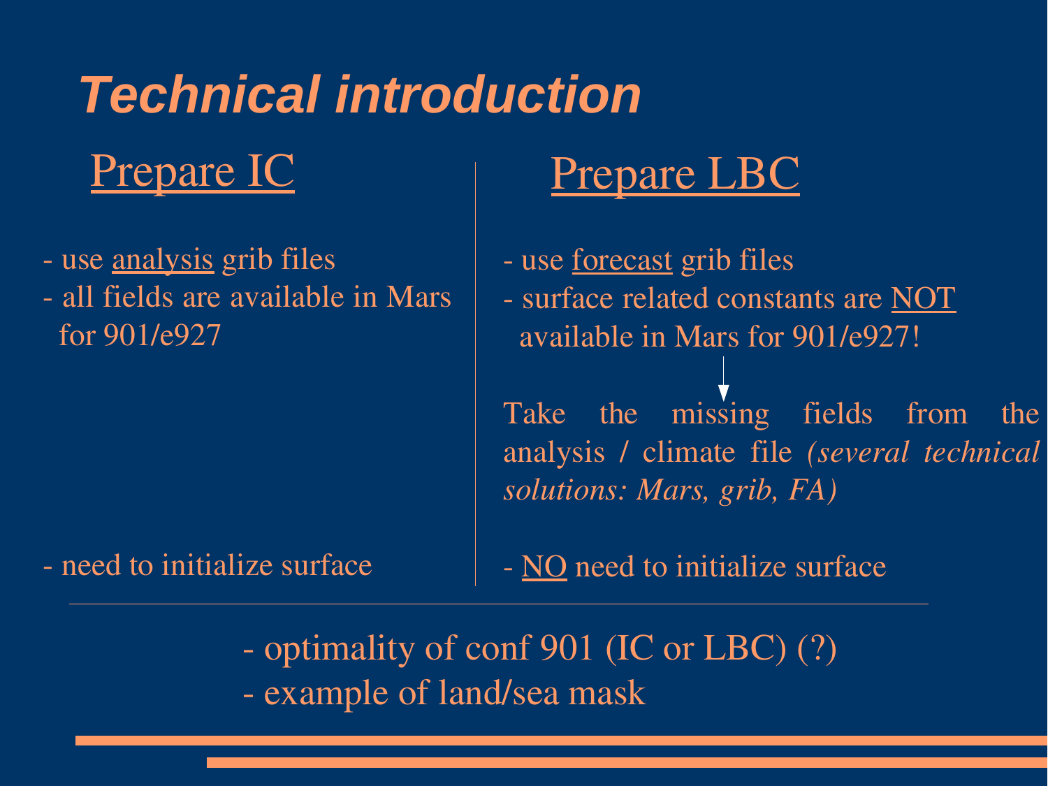# *Technical introduction*

## Prepare IC

- use analysis grib files
- all fields are available in Mars for 901/e927

- need to initialize surface

## Prepare LBC

- use forecast grib files
- surface related constants are NOT available in Mars for 901/e927!

↓

Take the missing fields from the analysis / climate file *(several technical solutions: Mars, grib, FA)*

- NO need to initialize surface

---

- optimality of conf 901 (IC or LBC) (?)
- example of land/sea mask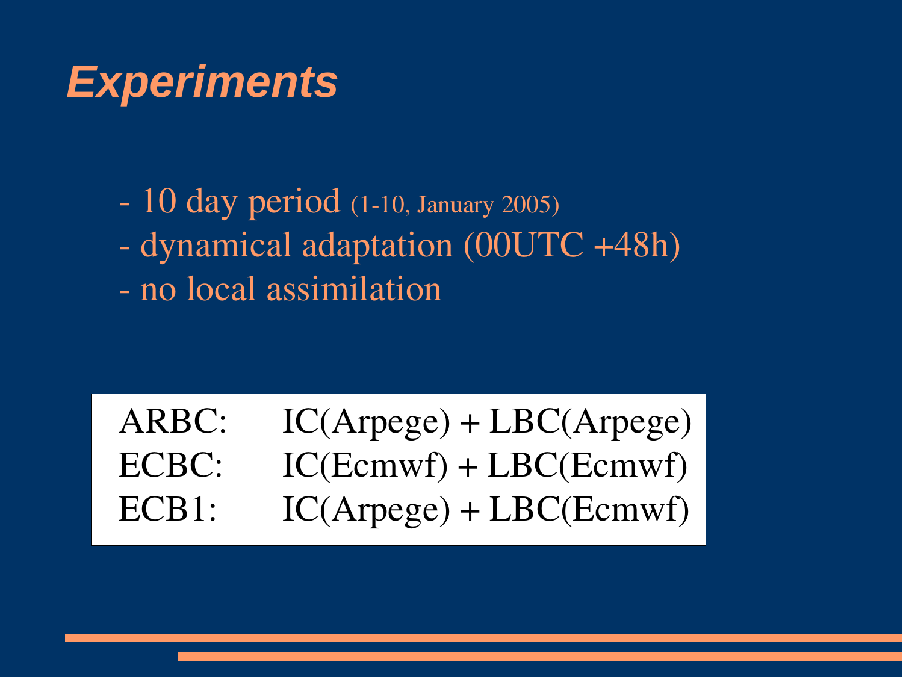# *Experiments*

- 10 day period (1-10, January 2005)
- dynamical adaptation (00UTC +48h)
- no local assimilation

| | |
|---|---|
| ARBC: | IC(Arpege) + LBC(Arpege) |
| ECBC: | IC(Ecmwf) + LBC(Ecmwf) |
| ECB1: | IC(Arpege) + LBC(Ecmwf) |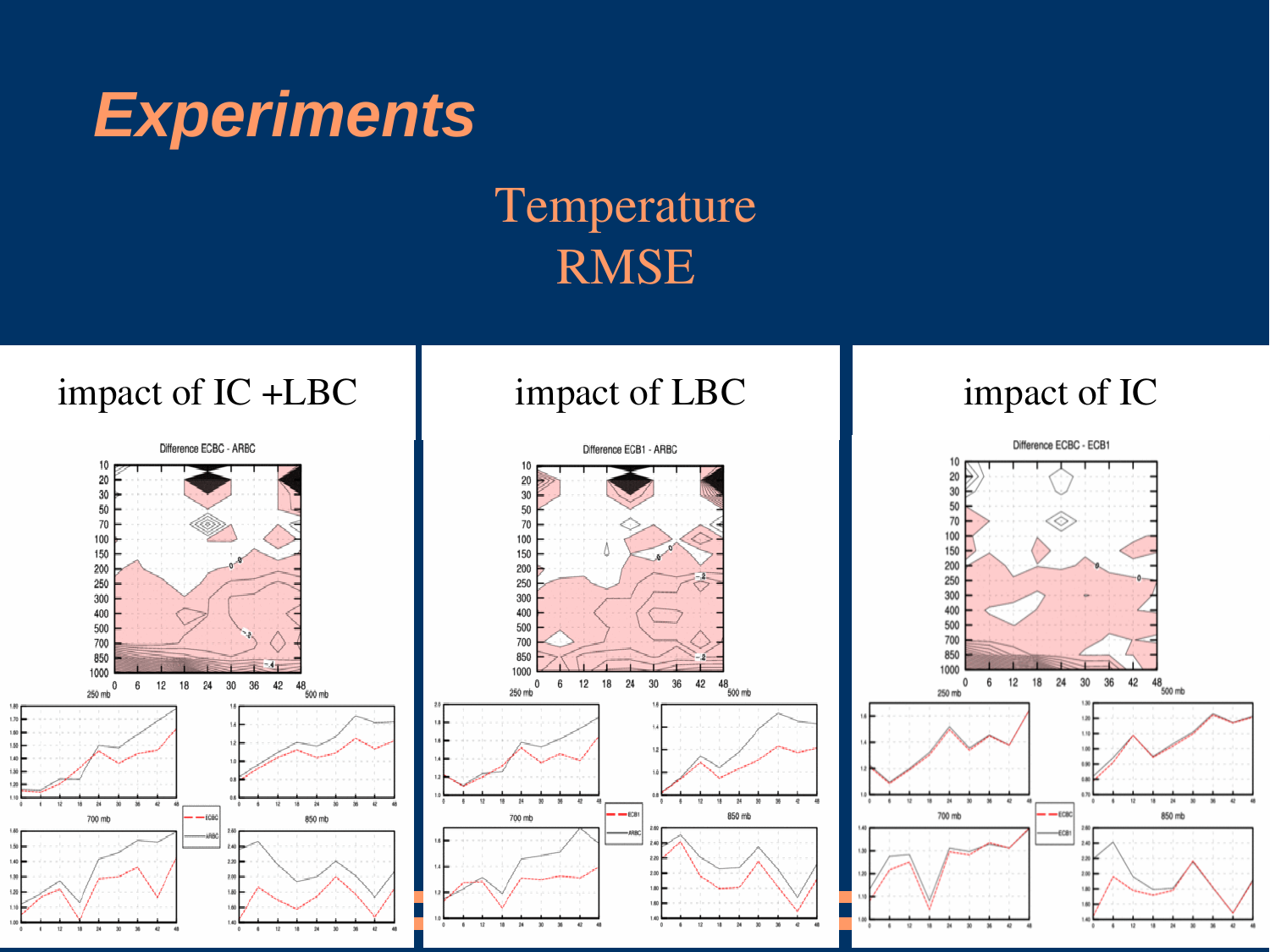# Experiments

## Temperature RMSE

| impact of IC +LBC | impact of LBC | impact of IC |
|---|---|---|
| Difference ECBC - ARBC | Difference ECB1 - ARBC | Difference ECBC - ECB1 |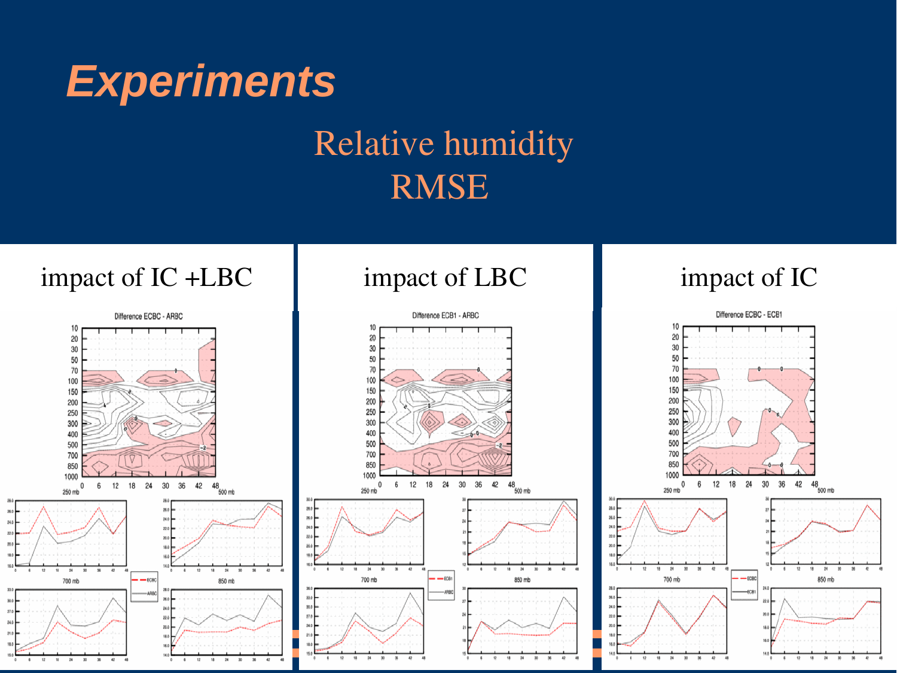# Experiments

## Relative humidity RMSE

impact of IC +LBC

Difference ECBC - ARBC

impact of LBC

Difference ECB1 - ARBC

impact of IC

Difference ECBC - ECB1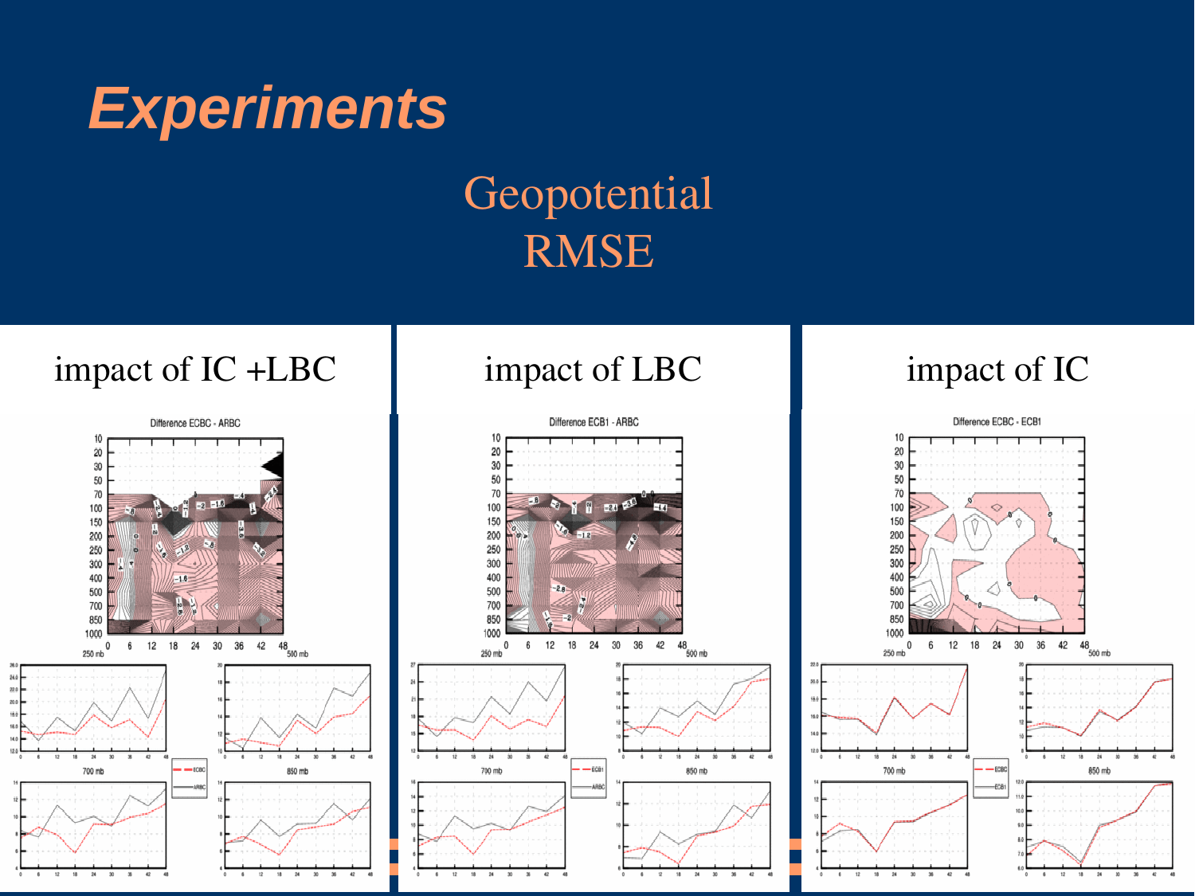# *Experiments*

## Geopotential RMSE

| impact of IC +LBC | impact of LBC | impact of IC |
| --- | --- | --- |
| Difference ECBC - ARBC | Difference ECB1 - ARBC | Difference ECBC - ECB1 |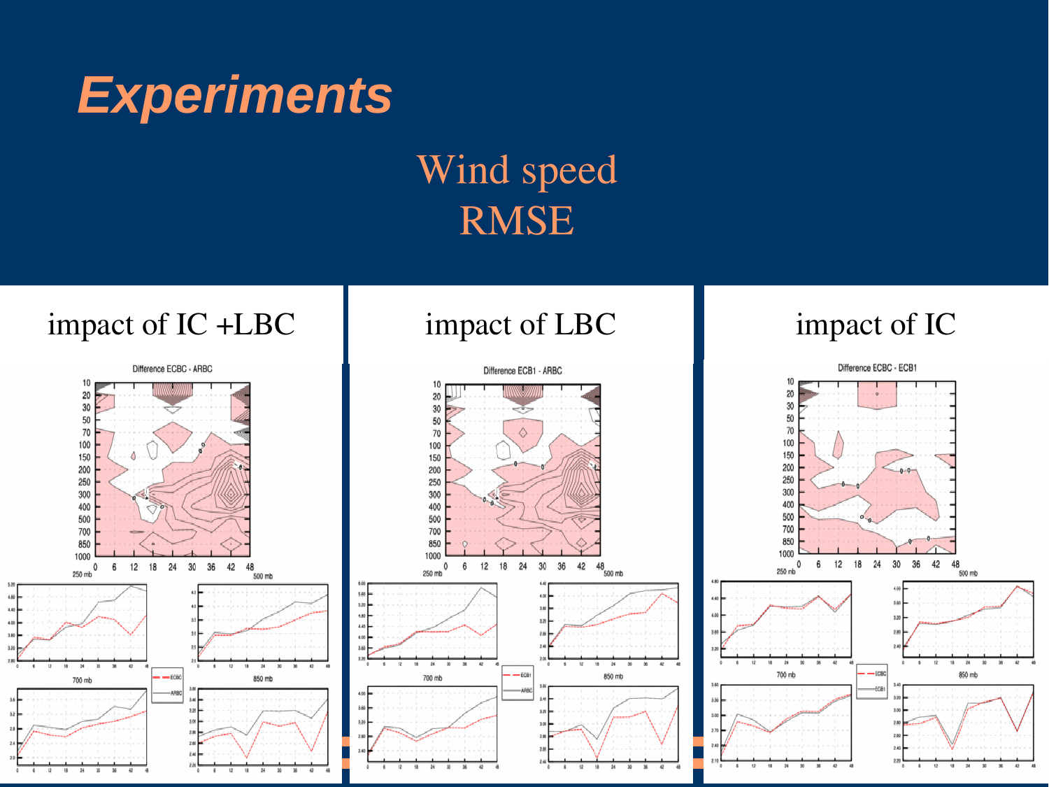# *Experiments*

## Wind speed RMSE

### impact of IC +LBC

Difference ECBC - ARBC

### impact of LBC

Difference ECB1 - ARBC

### impact of IC

Difference ECBC - ECB1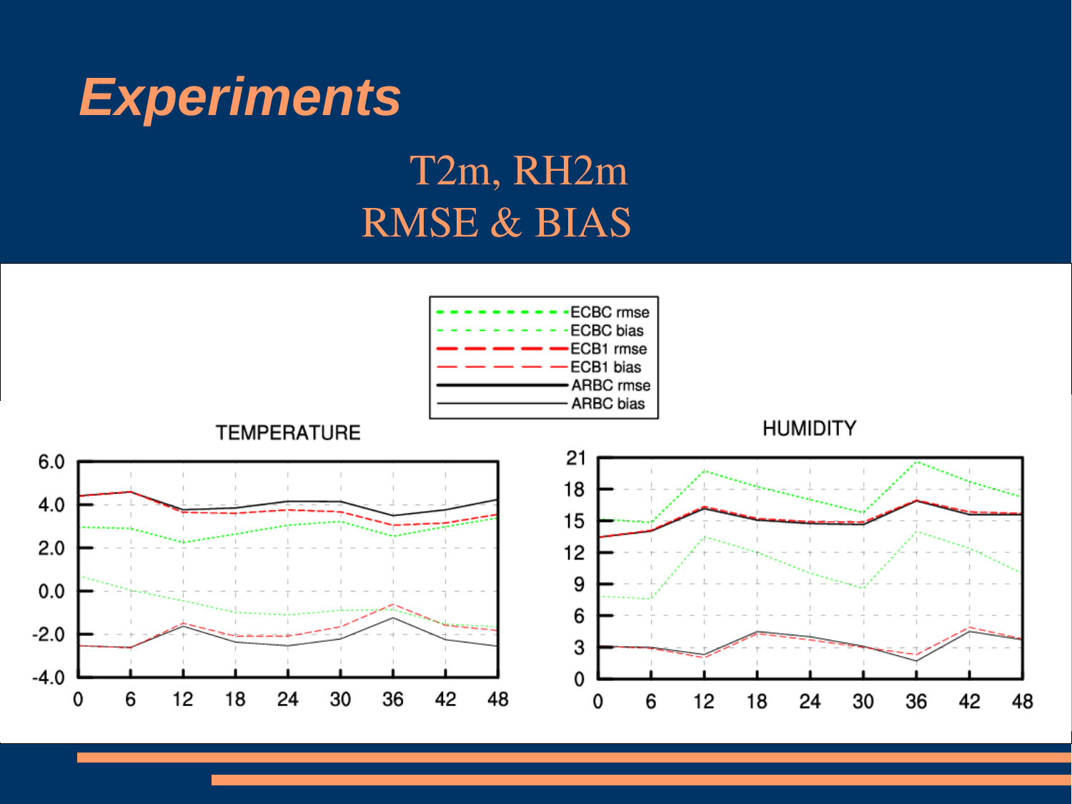# *Experiments*

## T2m, RH2m
## RMSE & BIAS

ECBC rmse
ECBC bias
ECB1 rmse
ECB1 bias
ARBC rmse
ARBC bias

TEMPERATURE

HUMIDITY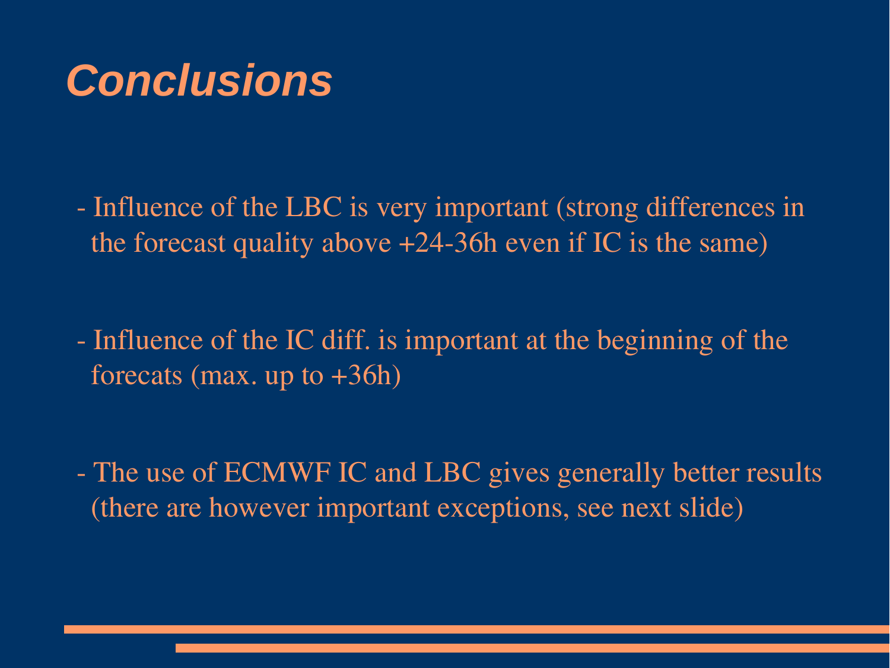# Conclusions

- Influence of the LBC is very important (strong differences in the forecast quality above +24-36h even if IC is the same)

- Influence of the IC diff. is important at the beginning of the forecats (max. up to +36h)

- The use of ECMWF IC and LBC gives generally better results (there are however important exceptions, see next slide)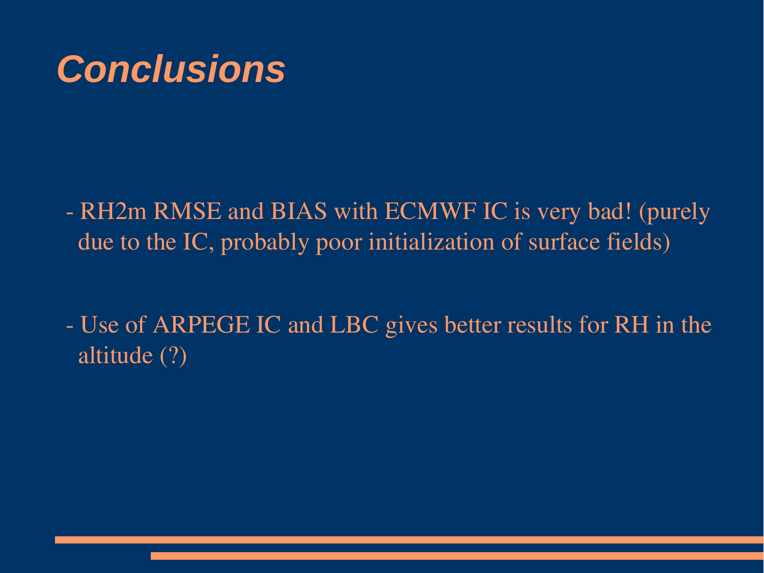# Conclusions

- RH2m RMSE and BIAS with ECMWF IC is very bad! (purely due to the IC, probably poor initialization of surface fields)

- Use of ARPEGE IC and LBC gives better results for RH in the altitude (?)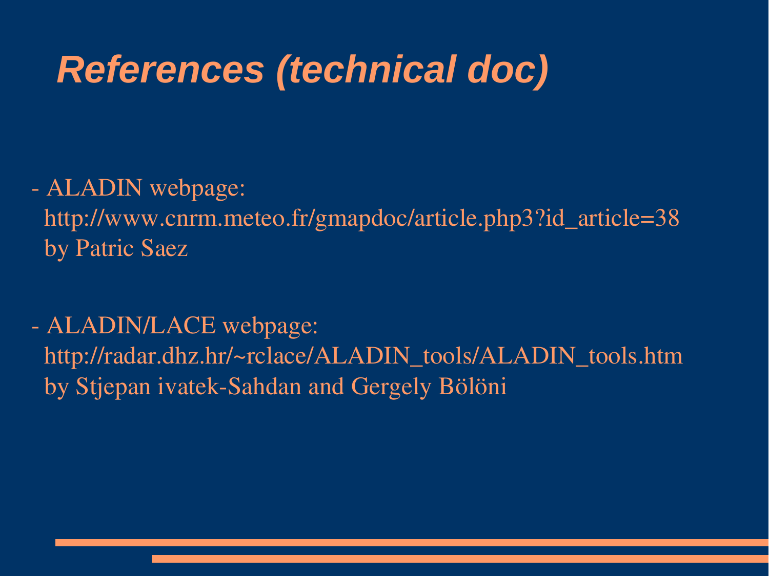# References (technical doc)

- ALADIN webpage:
  http://www.cnrm.meteo.fr/gmapdoc/article.php3?id_article=38
  by Patric Saez

- ALADIN/LACE webpage:
  http://radar.dhz.hr/~rclace/ALADIN_tools/ALADIN_tools.htm
  by Stjepan ivatek-Sahdan and Gergely Bölöni